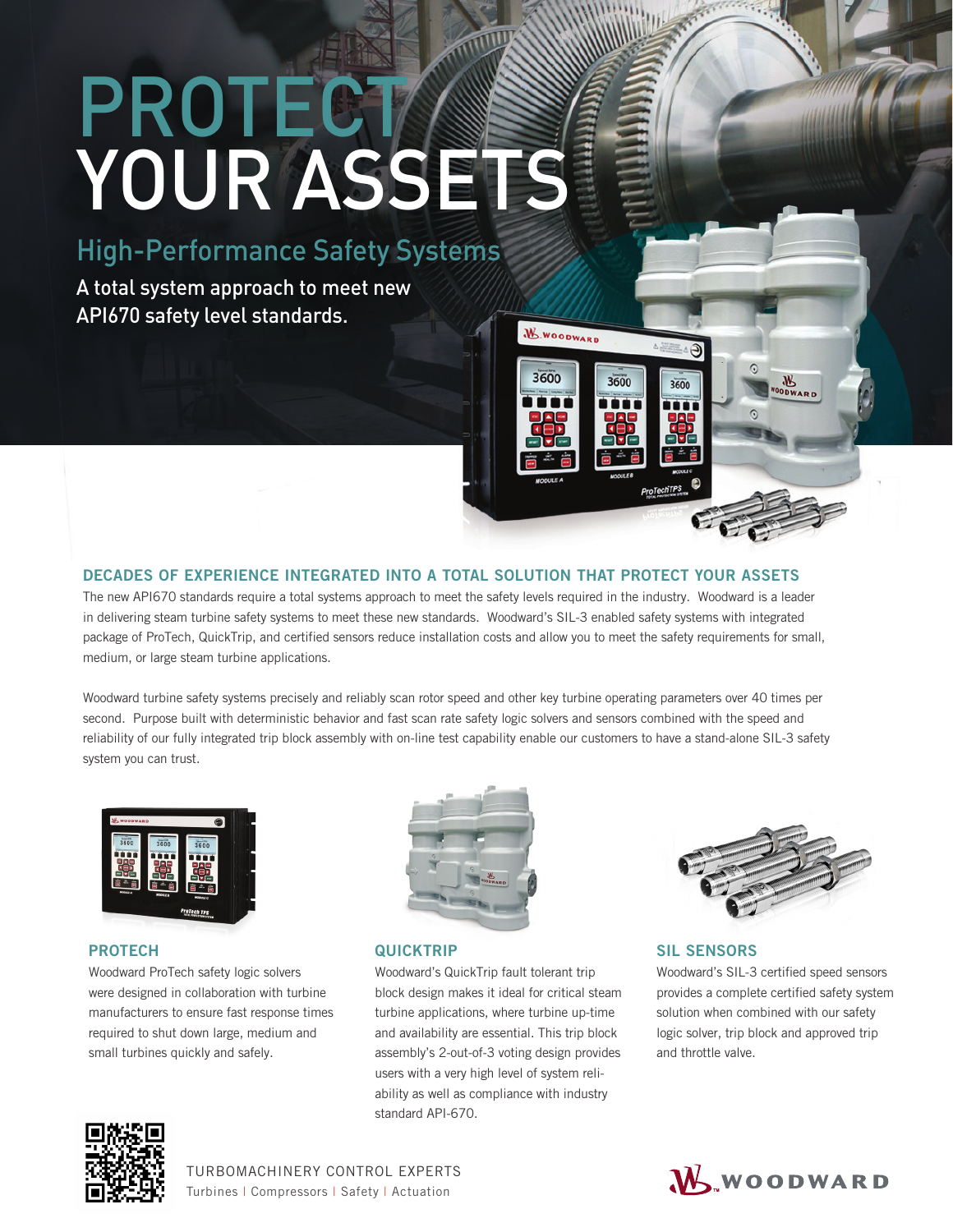# PROTECT YOUR ASSETS

## High-Performance Safety Systems

A total system approach to meet new API670 safety level standards.

### DECADES OF EXPERIENCE INTEGRATED INTO A TOTAL SOLUTION THAT PROTECT YOUR ASSETS

The new API670 standards require a total systems approach to meet the safety levels required in the industry. Woodward is a leader in delivering steam turbine safety systems to meet these new standards. Woodward's SIL-3 enabled safety systems with integrated package of ProTech, QuickTrip, and certified sensors reduce installation costs and allow you to meet the safety requirements for small, medium, or large steam turbine applications.

Woodward turbine safety systems precisely and reliably scan rotor speed and other key turbine operating parameters over 40 times per second. Purpose built with deterministic behavior and fast scan rate safety logic solvers and sensors combined with the speed and reliability of our fully integrated trip block assembly with on-line test capability enable our customers to have a stand-alone SIL-3 safety system you can trust.

### PROTECH

Woodward ProTech safety logic solvers were designed in collaboration with turbine manufacturers to ensure fast response times required to shut down large, medium and small turbines quickly and safely.

### QUICKTRIP

Woodward's QuickTrip fault tolerant trip block design makes it ideal for critical steam turbine applications, where turbine up-time and availability are essential. This trip block assembly's 2-out-of-3 voting design provides users with a very high level of system reliability as well as compliance with industry standard API-670.

### SIL SENSORS

Woodward's SIL-3 certified speed sensors provides a complete certified safety system solution when combined with our safety logic solver, trip block and approved trip and throttle valve.

TURBOMACHINERY CONTROL EXPERTS

Turbines | Compressors | Safety | Actuation

WOODWARD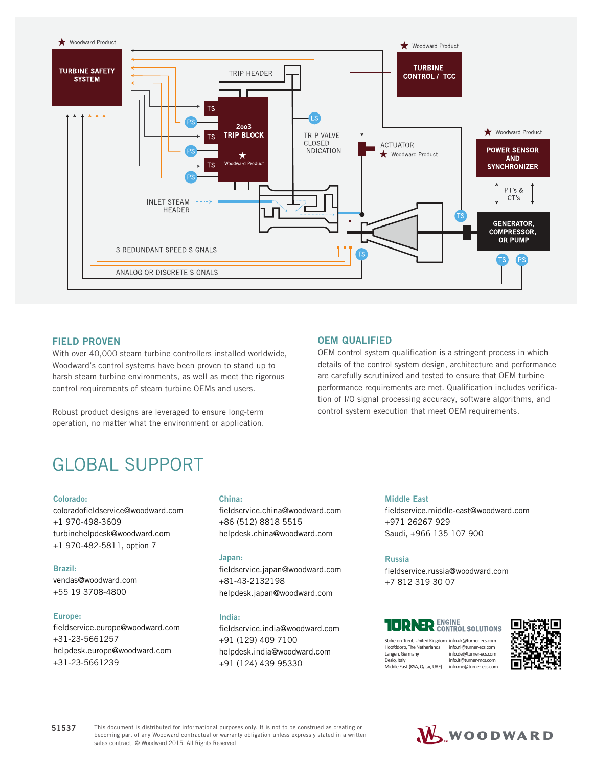Woodward Product

TURBINE SAFETY SYSTEM

TRIP HEADER

Woodward Product

TURBINE CONTROL / ITCC

TS

PS

2oo3 TRIP BLOCK

TS

PS

Woodward Product

TS

PS

LS

TRIP VALVE CLOSED INDICATION

ACTUATOR

Woodward Product

Woodward Product

POWER SENSOR AND SYNCHRONIZER

PT's & CT's

INLET STEAM HEADER

TS

GENERATOR, COMPRESSOR, OR PUMP

3 REDUNDANT SPEED SIGNALS

TS

TS

PS

ANALOG OR DISCRETE SIGNALS

## FIELD PROVEN

With over 40,000 steam turbine controllers installed worldwide, Woodward's control systems have been proven to stand up to harsh steam turbine environments, as well as meet the rigorous control requirements of steam turbine OEMs and users.

Robust product designs are leveraged to ensure long-term operation, no matter what the environment or application.

## OEM QUALIFIED

OEM control system qualification is a stringent process in which details of the control system design, architecture and performance are carefully scrutinized and tested to ensure that OEM turbine performance requirements are met. Qualification includes verification of I/O signal processing accuracy, software algorithms, and control system execution that meet OEM requirements.

# GLOBAL SUPPORT

**Colorado:**
coloradofieldservice@woodward.com
+1 970-498-3609
turbinehelpdesk@woodward.com
+1 970-482-5811, option 7

**Brazil:**
vendas@woodward.com
+55 19 3708-4800

**Europe:**
fieldservice.europe@woodward.com
+31-23-5661257
helpdesk.europe@woodward.com
+31-23-5661239

**China:**
fieldservice.china@woodward.com
+86 (512) 8818 5515
helpdesk.china@woodward.com

**Japan:**
fieldservice.japan@woodward.com
+81-43-2132198
helpdesk.japan@woodward.com

**India:**
fieldservice.india@woodward.com
+91 (129) 409 7100
helpdesk.india@woodward.com
+91 (124) 439 95330

**Middle East**
fieldservice.middle-east@woodward.com
+971 26267 929
Saudi, +966 135 107 900

**Russia**
fieldservice.russia@woodward.com
+7 812 319 30 07

TURNER ENGINE CONTROL SOLUTIONS

| | |
|---|---|
| Stoke-on-Trent, United Kingdom | info.uk@turner-ecs.com |
| Hoofddorp, The Netherlands | info.nl@turner-ecs.com |
| Langen, Germany | info.de@turner-ecs.com |
| Desio, Italy | info.it@turner-mcs.com |
| Middle East (KSA, Qatar, UAE) | info.me@turner-ecs.com |

51537

This document is distributed for informational purposes only. It is not to be construed as creating or becoming part of any Woodward contractual or warranty obligation unless expressly stated in a written sales contract. © Woodward 2015, All Rights Reserved

WOODWARD